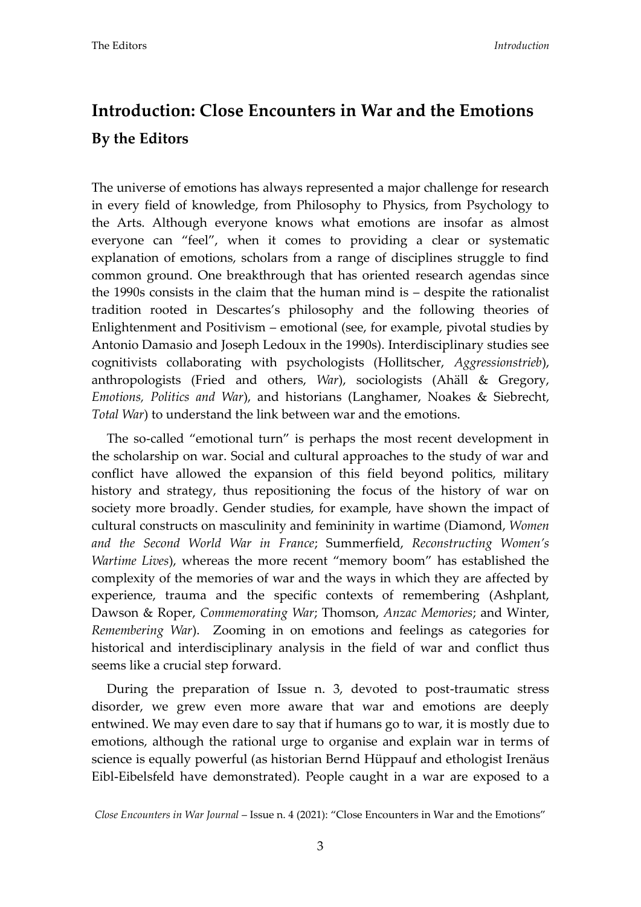# Introduction: Close Encounters in War and the Emotions

## By the Editors

The universe of emotions has always represented a major challenge for research in every field of knowledge, from Philosophy to Physics, from Psychology to the Arts. Although everyone knows what emotions are insofar as almost everyone can "feel", when it comes to providing a clear or systematic explanation of emotions, scholars from a range of disciplines struggle to find common ground. One breakthrough that has oriented research agendas since the 1990s consists in the claim that the human mind is – despite the rationalist tradition rooted in Descartes's philosophy and the following theories of Enlightenment and Positivism – emotional (see, for example, pivotal studies by Antonio Damasio and Joseph Ledoux in the 1990s). Interdisciplinary studies see cognitivists collaborating with psychologists (Hollitscher, *Aggressionstrieb*), anthropologists (Fried and others, *War*), sociologists (Ahäll & Gregory, *Emotions, Politics and War*), and historians (Langhamer, Noakes & Siebrecht, *Total War*) to understand the link between war and the emotions.

The so-called "emotional turn" is perhaps the most recent development in the scholarship on war. Social and cultural approaches to the study of war and conflict have allowed the expansion of this field beyond politics, military history and strategy, thus repositioning the focus of the history of war on society more broadly. Gender studies, for example, have shown the impact of cultural constructs on masculinity and femininity in wartime (Diamond, *Women and the Second World War in France*; Summerfield, *Reconstructing Women's Wartime Lives*), whereas the more recent "memory boom" has established the complexity of the memories of war and the ways in which they are affected by experience, trauma and the specific contexts of remembering (Ashplant, Dawson & Roper, *Commemorating War*; Thomson, *Anzac Memories*; and Winter, *Remembering War*). Zooming in on emotions and feelings as categories for historical and interdisciplinary analysis in the field of war and conflict thus seems like a crucial step forward.

During the preparation of Issue n. 3, devoted to post-traumatic stress disorder, we grew even more aware that war and emotions are deeply entwined. We may even dare to say that if humans go to war, it is mostly due to emotions, although the rational urge to organise and explain war in terms of science is equally powerful (as historian Bernd Hüppauf and ethologist Irenäus Eibl-Eibelsfeld have demonstrated). People caught in a war are exposed to a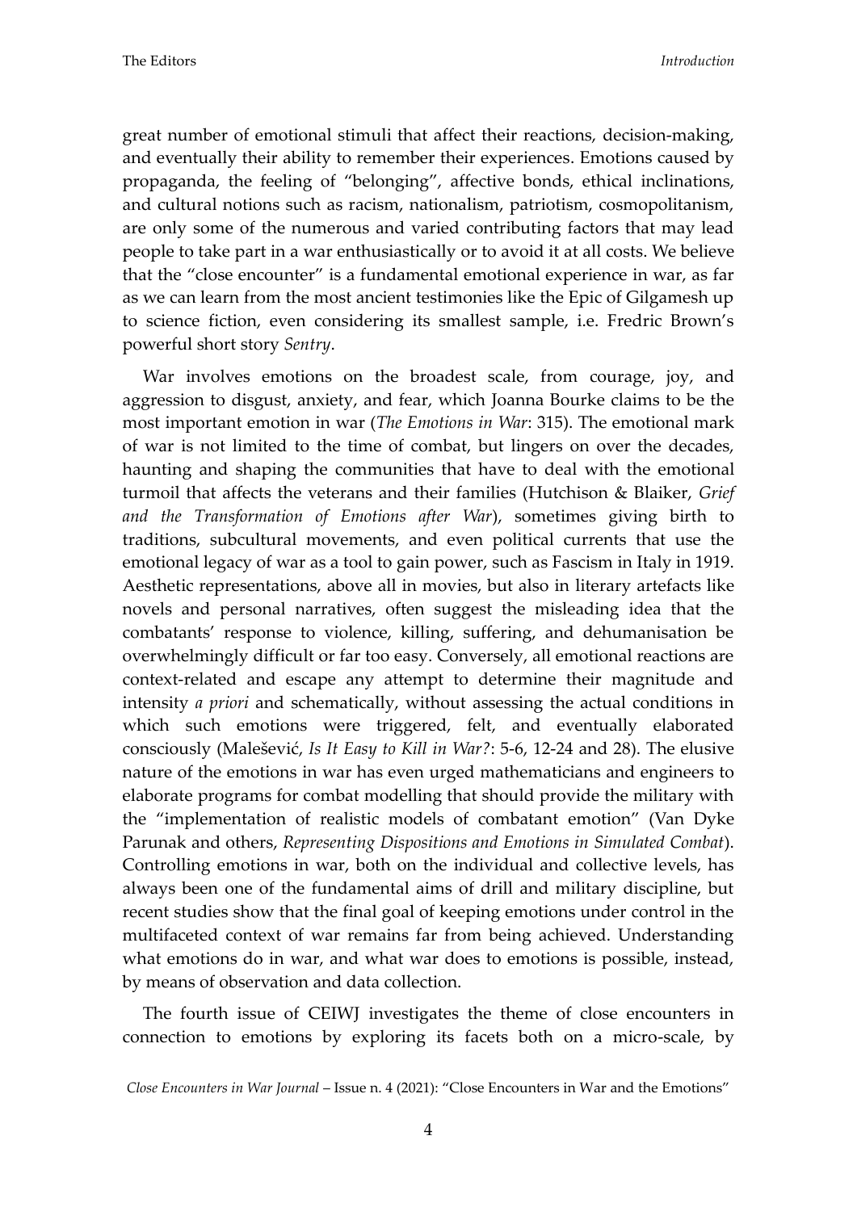great number of emotional stimuli that affect their reactions, decision-making, and eventually their ability to remember their experiences. Emotions caused by propaganda, the feeling of "belonging", affective bonds, ethical inclinations, and cultural notions such as racism, nationalism, patriotism, cosmopolitanism, are only some of the numerous and varied contributing factors that may lead people to take part in a war enthusiastically or to avoid it at all costs. We believe that the "close encounter" is a fundamental emotional experience in war, as far as we can learn from the most ancient testimonies like the Epic of Gilgamesh up to science fiction, even considering its smallest sample, i.e. Fredric Brown's powerful short story *Sentry*.

War involves emotions on the broadest scale, from courage, joy, and aggression to disgust, anxiety, and fear, which Joanna Bourke claims to be the most important emotion in war (*The Emotions in War*: 315). The emotional mark of war is not limited to the time of combat, but lingers on over the decades, haunting and shaping the communities that have to deal with the emotional turmoil that affects the veterans and their families (Hutchison & Blaiker, *Grief and the Transformation of Emotions after War*), sometimes giving birth to traditions, subcultural movements, and even political currents that use the emotional legacy of war as a tool to gain power, such as Fascism in Italy in 1919. Aesthetic representations, above all in movies, but also in literary artefacts like novels and personal narratives, often suggest the misleading idea that the combatants' response to violence, killing, suffering, and dehumanisation be overwhelmingly difficult or far too easy. Conversely, all emotional reactions are context-related and escape any attempt to determine their magnitude and intensity *a priori* and schematically, without assessing the actual conditions in which such emotions were triggered, felt, and eventually elaborated consciously (Malešević, *Is It Easy to Kill in War?*: 5-6, 12-24 and 28). The elusive nature of the emotions in war has even urged mathematicians and engineers to elaborate programs for combat modelling that should provide the military with the "implementation of realistic models of combatant emotion" (Van Dyke Parunak and others, *Representing Dispositions and Emotions in Simulated Combat*). Controlling emotions in war, both on the individual and collective levels, has always been one of the fundamental aims of drill and military discipline, but recent studies show that the final goal of keeping emotions under control in the multifaceted context of war remains far from being achieved. Understanding what emotions do in war, and what war does to emotions is possible, instead, by means of observation and data collection.

The fourth issue of CEIWJ investigates the theme of close encounters in connection to emotions by exploring its facets both on a micro-scale, by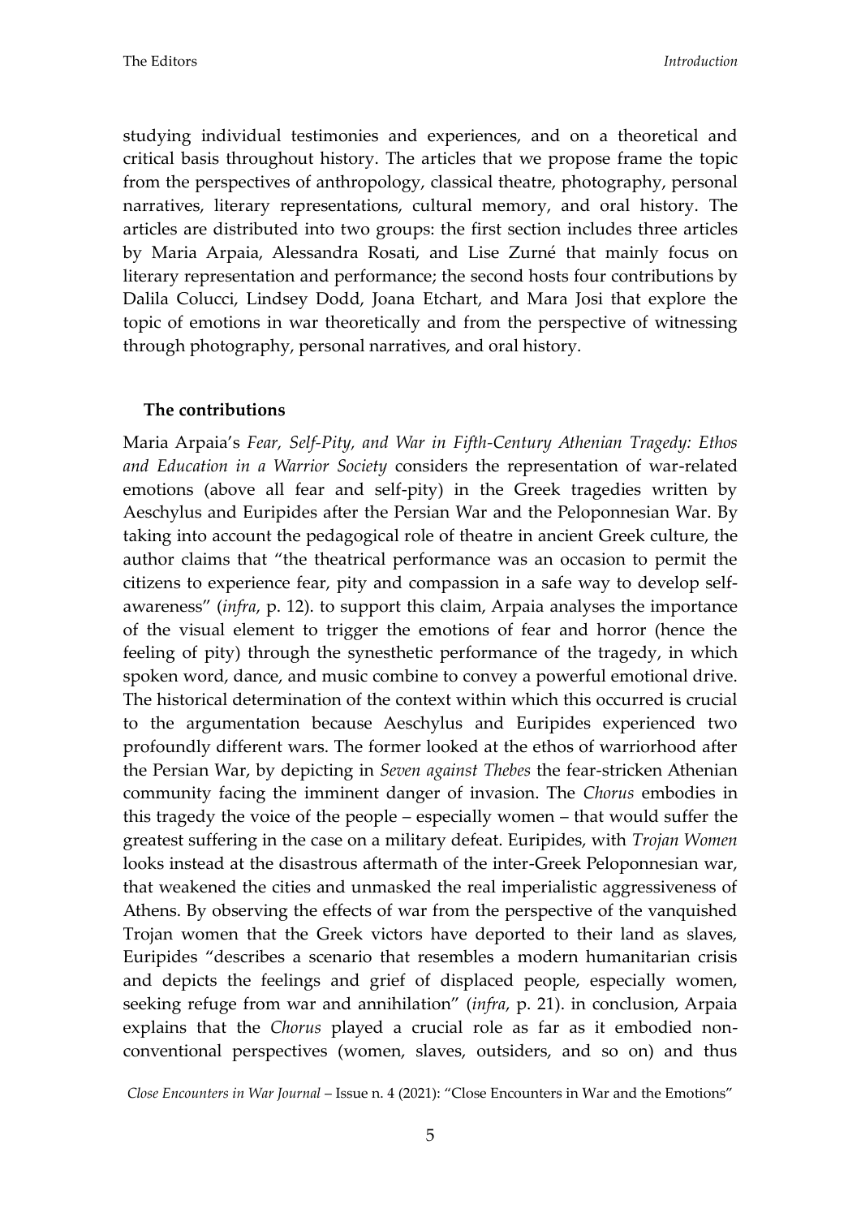studying individual testimonies and experiences, and on a theoretical and critical basis throughout history. The articles that we propose frame the topic from the perspectives of anthropology, classical theatre, photography, personal narratives, literary representations, cultural memory, and oral history. The articles are distributed into two groups: the first section includes three articles by Maria Arpaia, Alessandra Rosati, and Lise Zurné that mainly focus on literary representation and performance; the second hosts four contributions by Dalila Colucci, Lindsey Dodd, Joana Etchart, and Mara Josi that explore the topic of emotions in war theoretically and from the perspective of witnessing through photography, personal narratives, and oral history.

## The contributions

Maria Arpaia's *Fear, Self-Pity, and War in Fifth-Century Athenian Tragedy: Ethos and Education in a Warrior Society* considers the representation of war-related emotions (above all fear and self-pity) in the Greek tragedies written by Aeschylus and Euripides after the Persian War and the Peloponnesian War. By taking into account the pedagogical role of theatre in ancient Greek culture, the author claims that "the theatrical performance was an occasion to permit the citizens to experience fear, pity and compassion in a safe way to develop self-awareness" (*infra*, p. 12). to support this claim, Arpaia analyses the importance of the visual element to trigger the emotions of fear and horror (hence the feeling of pity) through the synesthetic performance of the tragedy, in which spoken word, dance, and music combine to convey a powerful emotional drive. The historical determination of the context within which this occurred is crucial to the argumentation because Aeschylus and Euripides experienced two profoundly different wars. The former looked at the ethos of warriorhood after the Persian War, by depicting in *Seven against Thebes* the fear-stricken Athenian community facing the imminent danger of invasion. The *Chorus* embodies in this tragedy the voice of the people – especially women – that would suffer the greatest suffering in the case on a military defeat. Euripides, with *Trojan Women* looks instead at the disastrous aftermath of the inter-Greek Peloponnesian war, that weakened the cities and unmasked the real imperialistic aggressiveness of Athens. By observing the effects of war from the perspective of the vanquished Trojan women that the Greek victors have deported to their land as slaves, Euripides "describes a scenario that resembles a modern humanitarian crisis and depicts the feelings and grief of displaced people, especially women, seeking refuge from war and annihilation" (*infra*, p. 21). in conclusion, Arpaia explains that the *Chorus* played a crucial role as far as it embodied non-conventional perspectives (women, slaves, outsiders, and so on) and thus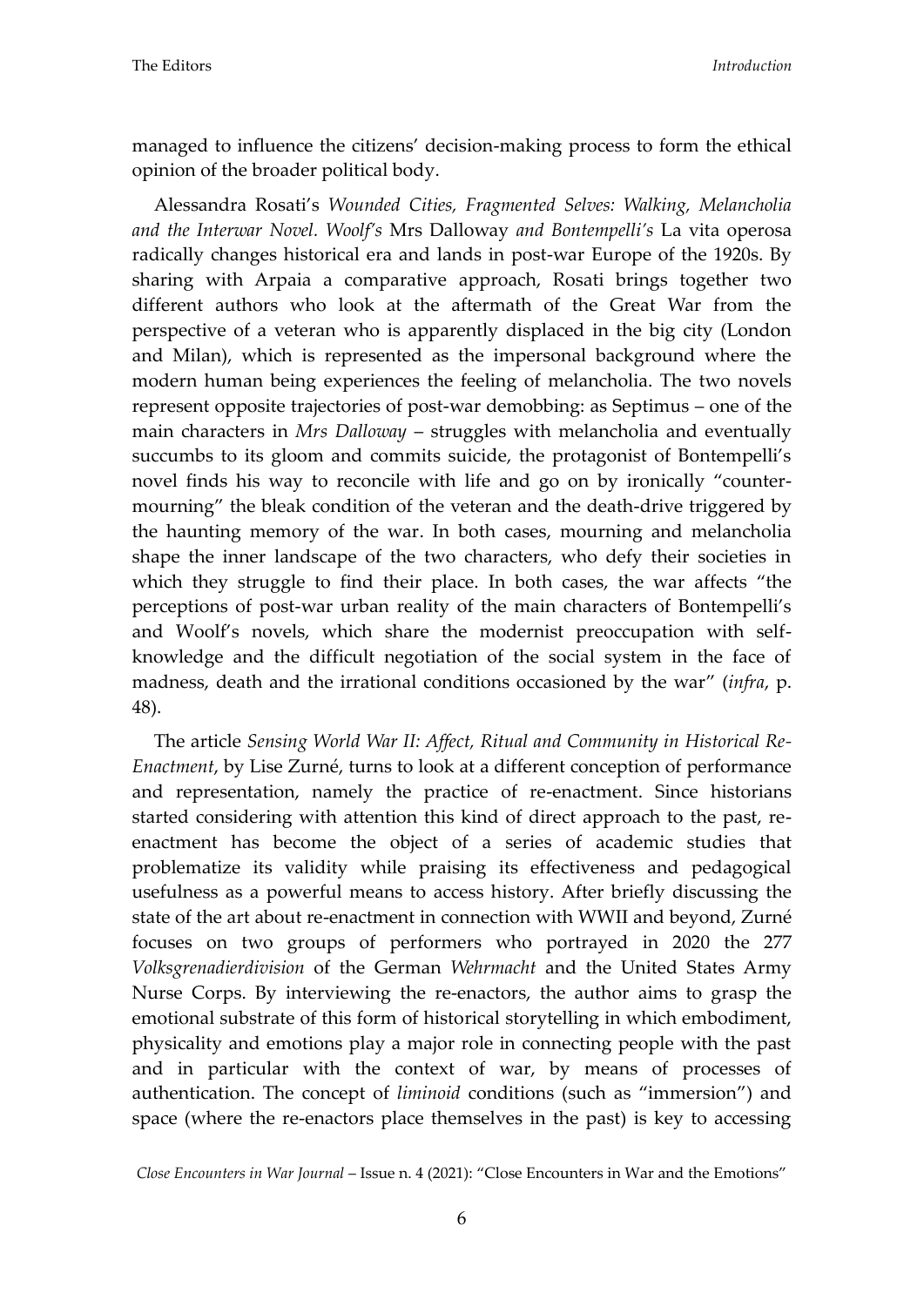managed to influence the citizens' decision-making process to form the ethical opinion of the broader political body.

Alessandra Rosati's *Wounded Cities, Fragmented Selves: Walking, Melancholia and the Interwar Novel. Woolf's* Mrs Dalloway *and Bontempelli's* La vita operosa radically changes historical era and lands in post-war Europe of the 1920s. By sharing with Arpaia a comparative approach, Rosati brings together two different authors who look at the aftermath of the Great War from the perspective of a veteran who is apparently displaced in the big city (London and Milan), which is represented as the impersonal background where the modern human being experiences the feeling of melancholia. The two novels represent opposite trajectories of post-war demobbing: as Septimus – one of the main characters in *Mrs Dalloway* – struggles with melancholia and eventually succumbs to its gloom and commits suicide, the protagonist of Bontempelli's novel finds his way to reconcile with life and go on by ironically "counter-mourning" the bleak condition of the veteran and the death-drive triggered by the haunting memory of the war. In both cases, mourning and melancholia shape the inner landscape of the two characters, who defy their societies in which they struggle to find their place. In both cases, the war affects "the perceptions of post-war urban reality of the main characters of Bontempelli's and Woolf's novels, which share the modernist preoccupation with self-knowledge and the difficult negotiation of the social system in the face of madness, death and the irrational conditions occasioned by the war" (*infra*, p. 48).

The article *Sensing World War II: Affect, Ritual and Community in Historical Re-Enactment*, by Lise Zurné, turns to look at a different conception of performance and representation, namely the practice of re-enactment. Since historians started considering with attention this kind of direct approach to the past, re-enactment has become the object of a series of academic studies that problematize its validity while praising its effectiveness and pedagogical usefulness as a powerful means to access history. After briefly discussing the state of the art about re-enactment in connection with WWII and beyond, Zurné focuses on two groups of performers who portrayed in 2020 the 277 *Volksgrenadierdivision* of the German *Wehrmacht* and the United States Army Nurse Corps. By interviewing the re-enactors, the author aims to grasp the emotional substrate of this form of historical storytelling in which embodiment, physicality and emotions play a major role in connecting people with the past and in particular with the context of war, by means of processes of authentication. The concept of *liminoid* conditions (such as "immersion") and space (where the re-enactors place themselves in the past) is key to accessing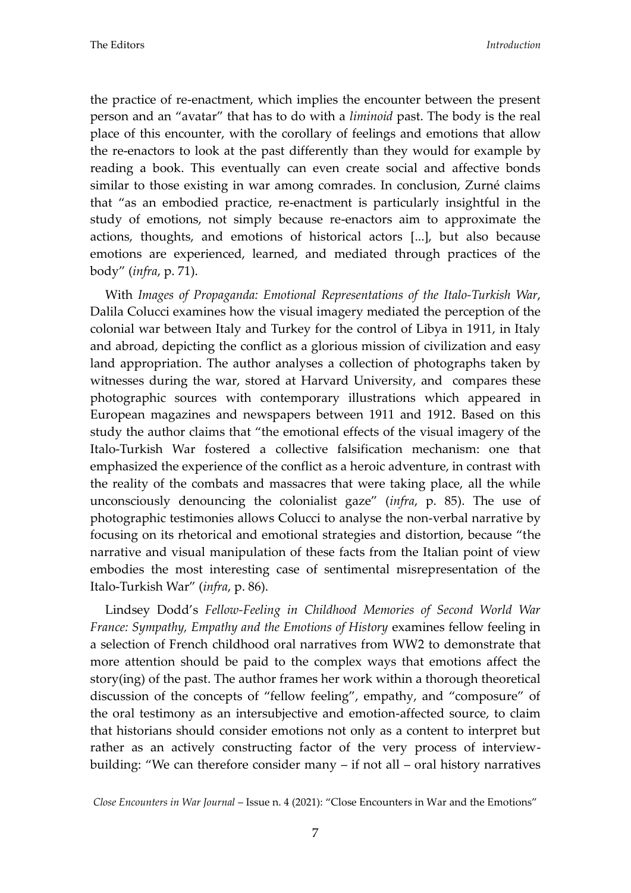the practice of re-enactment, which implies the encounter between the present person and an "avatar" that has to do with a *liminoid* past. The body is the real place of this encounter, with the corollary of feelings and emotions that allow the re-enactors to look at the past differently than they would for example by reading a book. This eventually can even create social and affective bonds similar to those existing in war among comrades. In conclusion, Zurné claims that "as an embodied practice, re-enactment is particularly insightful in the study of emotions, not simply because re-enactors aim to approximate the actions, thoughts, and emotions of historical actors [...], but also because emotions are experienced, learned, and mediated through practices of the body" (*infra*, p. 71).

With *Images of Propaganda: Emotional Representations of the Italo-Turkish War*, Dalila Colucci examines how the visual imagery mediated the perception of the colonial war between Italy and Turkey for the control of Libya in 1911, in Italy and abroad, depicting the conflict as a glorious mission of civilization and easy land appropriation. The author analyses a collection of photographs taken by witnesses during the war, stored at Harvard University, and compares these photographic sources with contemporary illustrations which appeared in European magazines and newspapers between 1911 and 1912. Based on this study the author claims that "the emotional effects of the visual imagery of the Italo-Turkish War fostered a collective falsification mechanism: one that emphasized the experience of the conflict as a heroic adventure, in contrast with the reality of the combats and massacres that were taking place, all the while unconsciously denouncing the colonialist gaze" (*infra*, p. 85). The use of photographic testimonies allows Colucci to analyse the non-verbal narrative by focusing on its rhetorical and emotional strategies and distortion, because "the narrative and visual manipulation of these facts from the Italian point of view embodies the most interesting case of sentimental misrepresentation of the Italo-Turkish War" (*infra*, p. 86).

Lindsey Dodd's *Fellow-Feeling in Childhood Memories of Second World War France: Sympathy, Empathy and the Emotions of History* examines fellow feeling in a selection of French childhood oral narratives from WW2 to demonstrate that more attention should be paid to the complex ways that emotions affect the story(ing) of the past. The author frames her work within a thorough theoretical discussion of the concepts of "fellow feeling", empathy, and "composure" of the oral testimony as an intersubjective and emotion-affected source, to claim that historians should consider emotions not only as a content to interpret but rather as an actively constructing factor of the very process of interview-building: "We can therefore consider many – if not all – oral history narratives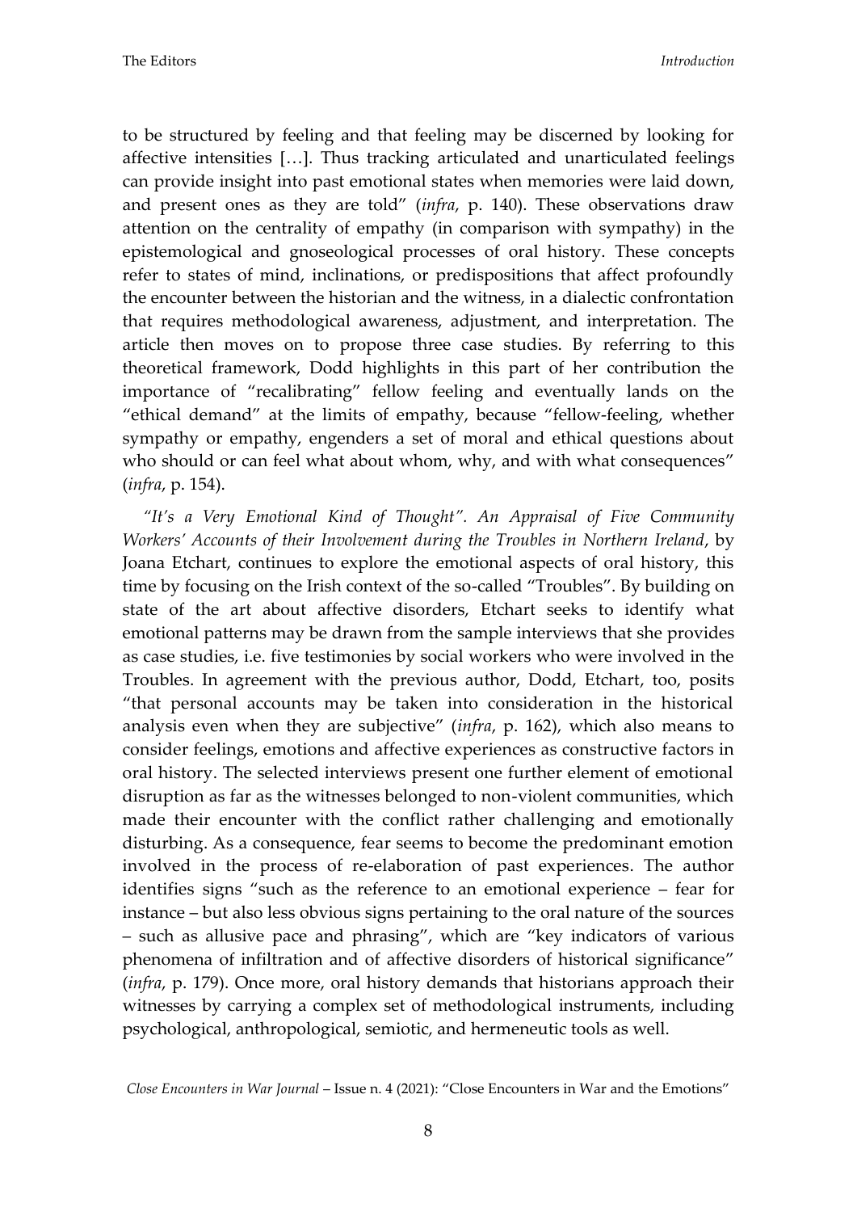to be structured by feeling and that feeling may be discerned by looking for affective intensities […]. Thus tracking articulated and unarticulated feelings can provide insight into past emotional states when memories were laid down, and present ones as they are told" (*infra*, p. 140). These observations draw attention on the centrality of empathy (in comparison with sympathy) in the epistemological and gnoseological processes of oral history. These concepts refer to states of mind, inclinations, or predispositions that affect profoundly the encounter between the historian and the witness, in a dialectic confrontation that requires methodological awareness, adjustment, and interpretation. The article then moves on to propose three case studies. By referring to this theoretical framework, Dodd highlights in this part of her contribution the importance of "recalibrating" fellow feeling and eventually lands on the "ethical demand" at the limits of empathy, because "fellow-feeling, whether sympathy or empathy, engenders a set of moral and ethical questions about who should or can feel what about whom, why, and with what consequences" (*infra*, p. 154).

*"It's a Very Emotional Kind of Thought". An Appraisal of Five Community Workers' Accounts of their Involvement during the Troubles in Northern Ireland*, by Joana Etchart, continues to explore the emotional aspects of oral history, this time by focusing on the Irish context of the so-called "Troubles". By building on state of the art about affective disorders, Etchart seeks to identify what emotional patterns may be drawn from the sample interviews that she provides as case studies, i.e. five testimonies by social workers who were involved in the Troubles. In agreement with the previous author, Dodd, Etchart, too, posits "that personal accounts may be taken into consideration in the historical analysis even when they are subjective" (*infra*, p. 162), which also means to consider feelings, emotions and affective experiences as constructive factors in oral history. The selected interviews present one further element of emotional disruption as far as the witnesses belonged to non-violent communities, which made their encounter with the conflict rather challenging and emotionally disturbing. As a consequence, fear seems to become the predominant emotion involved in the process of re-elaboration of past experiences. The author identifies signs "such as the reference to an emotional experience – fear for instance – but also less obvious signs pertaining to the oral nature of the sources – such as allusive pace and phrasing", which are "key indicators of various phenomena of infiltration and of affective disorders of historical significance" (*infra*, p. 179). Once more, oral history demands that historians approach their witnesses by carrying a complex set of methodological instruments, including psychological, anthropological, semiotic, and hermeneutic tools as well.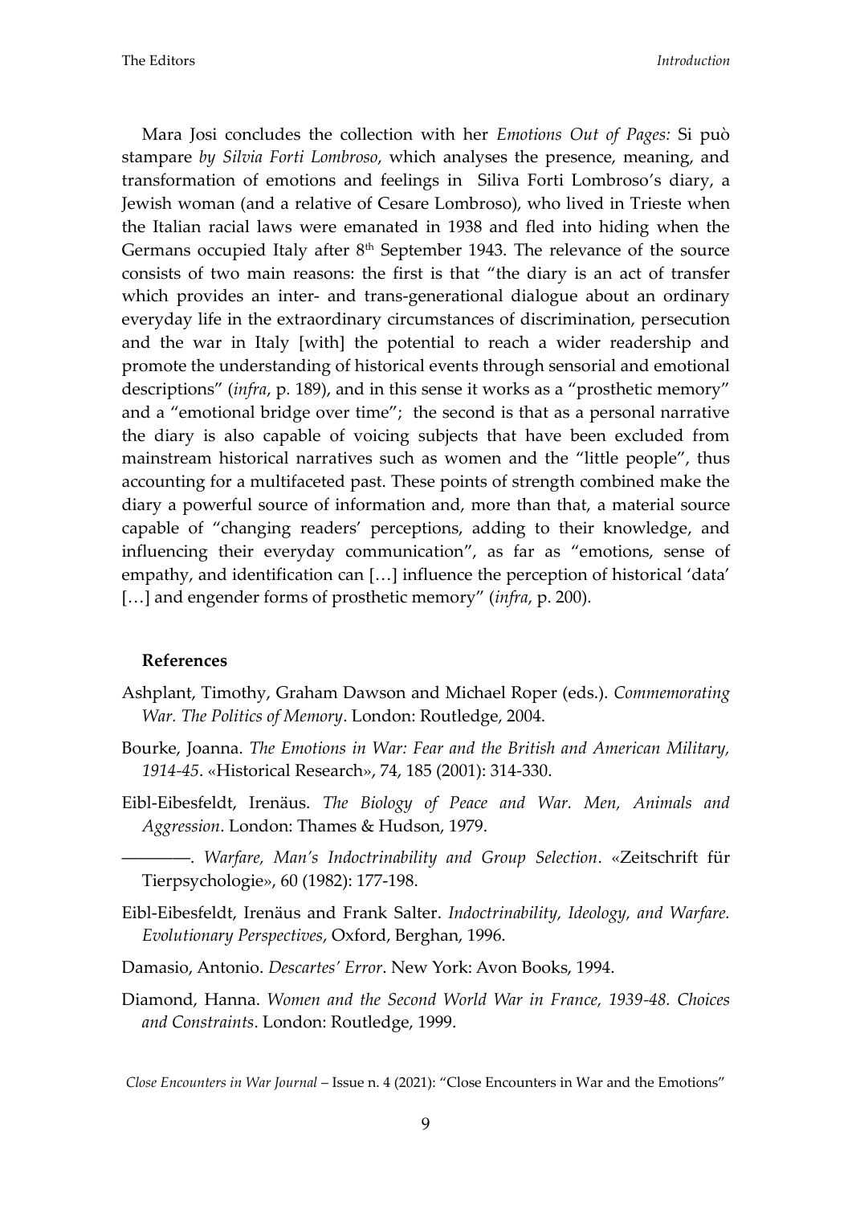Mara Josi concludes the collection with her *Emotions Out of Pages:* Si può stampare *by Silvia Forti Lombroso*, which analyses the presence, meaning, and transformation of emotions and feelings in Siliva Forti Lombroso's diary, a Jewish woman (and a relative of Cesare Lombroso), who lived in Trieste when the Italian racial laws were emanated in 1938 and fled into hiding when the Germans occupied Italy after 8th September 1943. The relevance of the source consists of two main reasons: the first is that "the diary is an act of transfer which provides an inter- and trans-generational dialogue about an ordinary everyday life in the extraordinary circumstances of discrimination, persecution and the war in Italy [with] the potential to reach a wider readership and promote the understanding of historical events through sensorial and emotional descriptions" (*infra*, p. 189), and in this sense it works as a "prosthetic memory" and a "emotional bridge over time"; the second is that as a personal narrative the diary is also capable of voicing subjects that have been excluded from mainstream historical narratives such as women and the "little people", thus accounting for a multifaceted past. These points of strength combined make the diary a powerful source of information and, more than that, a material source capable of "changing readers' perceptions, adding to their knowledge, and influencing their everyday communication", as far as "emotions, sense of empathy, and identification can […] influence the perception of historical 'data' […] and engender forms of prosthetic memory" (*infra*, p. 200).

**References**

Ashplant, Timothy, Graham Dawson and Michael Roper (eds.). *Commemorating War. The Politics of Memory*. London: Routledge, 2004.

Bourke, Joanna. *The Emotions in War: Fear and the British and American Military, 1914-45*. «Historical Research», 74, 185 (2001): 314-330.

Eibl-Eibesfeldt, Irenäus. *The Biology of Peace and War. Men, Animals and Aggression*. London: Thames & Hudson, 1979.

————. *Warfare, Man's Indoctrinability and Group Selection*. «Zeitschrift für Tierpsychologie», 60 (1982): 177-198.

Eibl-Eibesfeldt, Irenäus and Frank Salter. *Indoctrinability, Ideology, and Warfare. Evolutionary Perspectives*, Oxford, Berghan, 1996.

Damasio, Antonio. *Descartes' Error*. New York: Avon Books, 1994.

Diamond, Hanna. *Women and the Second World War in France, 1939-48. Choices and Constraints*. London: Routledge, 1999.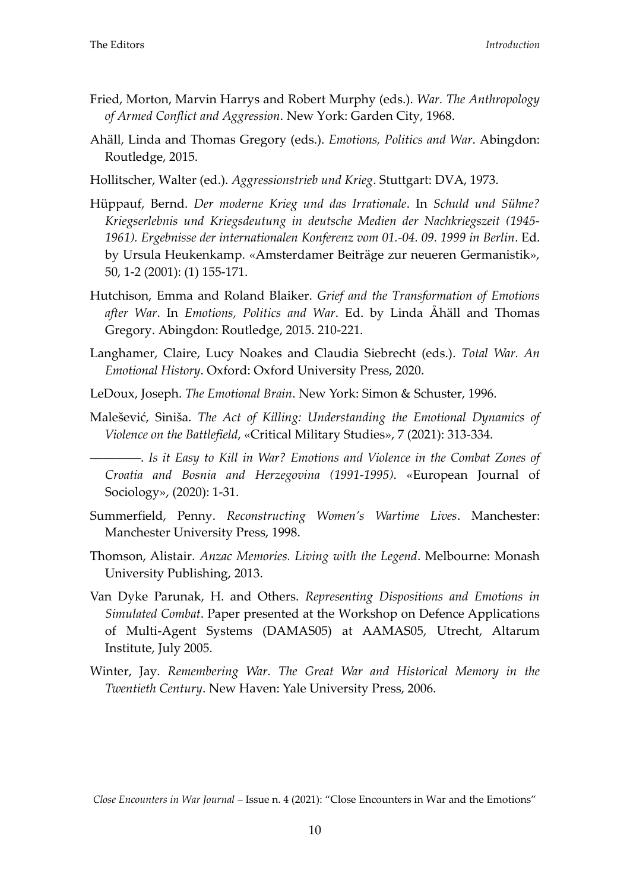Fried, Morton, Marvin Harrys and Robert Murphy (eds.). *War. The Anthropology of Armed Conflict and Aggression*. New York: Garden City, 1968.

Ahäll, Linda and Thomas Gregory (eds.). *Emotions, Politics and War*. Abingdon: Routledge, 2015.

Hollitscher, Walter (ed.). *Aggressionstrieb und Krieg*. Stuttgart: DVA, 1973.

Hüppauf, Bernd. *Der moderne Krieg und das Irrationale*. In *Schuld und Sühne? Kriegserlebnis und Kriegsdeutung in deutsche Medien der Nachkriegszeit (1945-1961). Ergebnisse der internationalen Konferenz vom 01.-04. 09. 1999 in Berlin*. Ed. by Ursula Heukenkamp. «Amsterdamer Beiträge zur neueren Germanistik», 50, 1-2 (2001): (1) 155-171.

Hutchison, Emma and Roland Blaiker. *Grief and the Transformation of Emotions after War*. In *Emotions, Politics and War*. Ed. by Linda Åhäll and Thomas Gregory. Abingdon: Routledge, 2015. 210-221.

Langhamer, Claire, Lucy Noakes and Claudia Siebrecht (eds.). *Total War. An Emotional History*. Oxford: Oxford University Press, 2020.

LeDoux, Joseph. *The Emotional Brain*. New York: Simon & Schuster, 1996.

Malešević, Siniša. *The Act of Killing: Understanding the Emotional Dynamics of Violence on the Battlefield*, «Critical Military Studies», 7 (2021): 313-334.

————. *Is it Easy to Kill in War? Emotions and Violence in the Combat Zones of Croatia and Bosnia and Herzegovina (1991-1995)*. «European Journal of Sociology», (2020): 1-31.

Summerfield, Penny. *Reconstructing Women's Wartime Lives*. Manchester: Manchester University Press, 1998.

Thomson, Alistair. *Anzac Memories. Living with the Legend*. Melbourne: Monash University Publishing, 2013.

Van Dyke Parunak, H. and Others. *Representing Dispositions and Emotions in Simulated Combat*. Paper presented at the Workshop on Defence Applications of Multi-Agent Systems (DAMAS05) at AAMAS05, Utrecht, Altarum Institute, July 2005.

Winter, Jay. *Remembering War. The Great War and Historical Memory in the Twentieth Century*. New Haven: Yale University Press, 2006.